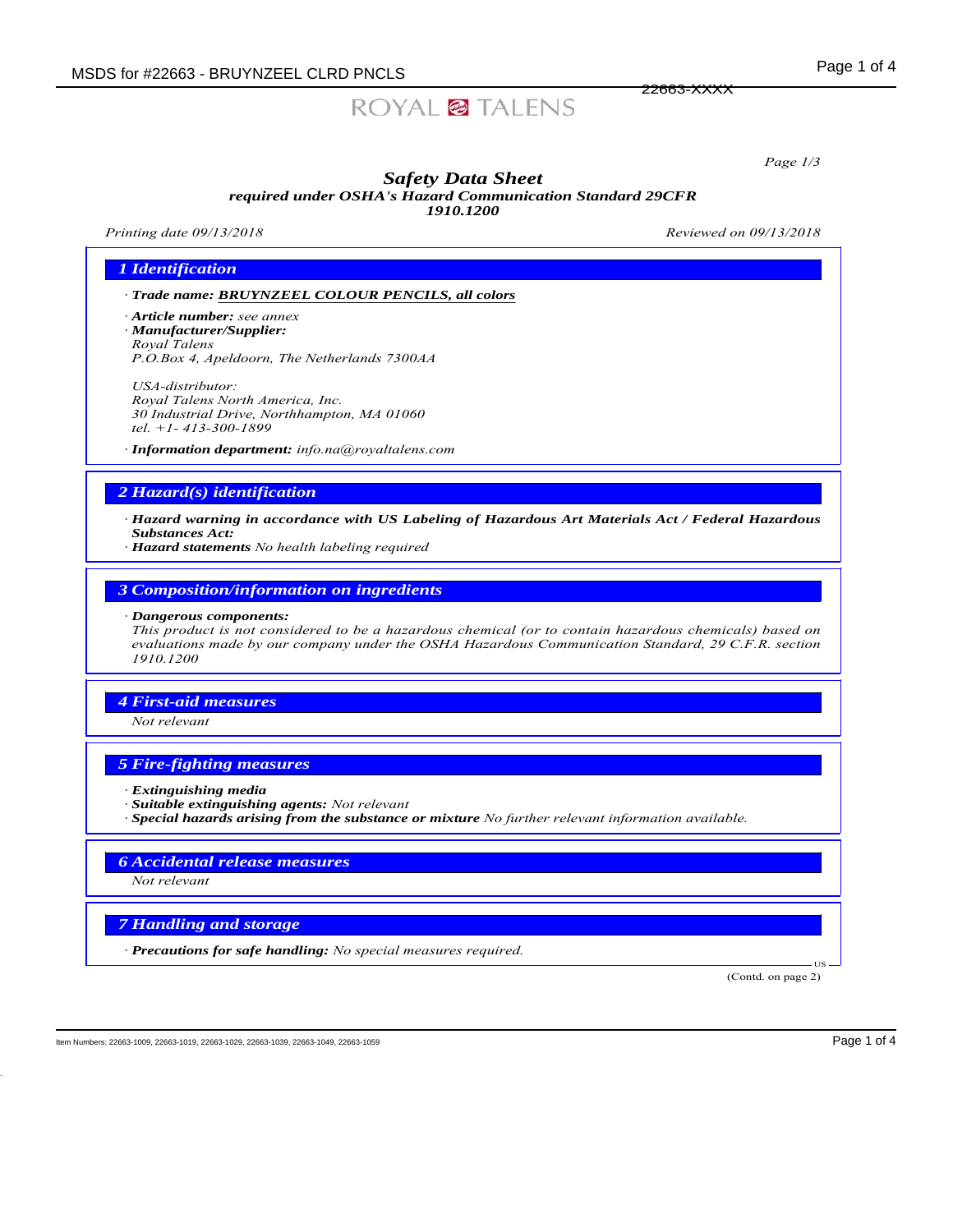# Safety Data Sheet

**required under OSHA's Hazard Communication Standard 29CFR 1910.1200**

*Printing date 09/13/2018* *Reviewed on 09/13/2018*

## 1 Identification

· **Trade name:** **BRUYNZEEL COLOUR PENCILS, all colors**

· **Article number:** see annex

· **Manufacturer/Supplier:**
Royal Talens
P.O.Box 4, Apeldoorn, The Netherlands 7300AA

USA-distributor:
Royal Talens North America, Inc.
30 Industrial Drive, Northhampton, MA 01060
tel. +1- 413-300-1899

· **Information department:** info.na@royaltalens.com

## 2 Hazard(s) identification

· **Hazard warning in accordance with US Labeling of Hazardous Art Materials Act / Federal Hazardous Substances Act:**

· **Hazard statements** No health labeling required

## 3 Composition/information on ingredients

· **Dangerous components:**
This product is not considered to be a hazardous chemical (or to contain hazardous chemicals) based on evaluations made by our company under the OSHA Hazardous Communication Standard, 29 C.F.R. section 1910.1200

## 4 First-aid measures

Not relevant

## 5 Fire-fighting measures

· **Extinguishing media**

· **Suitable extinguishing agents:** Not relevant

· **Special hazards arising from the substance or mixture** No further relevant information available.

## 6 Accidental release measures

Not relevant

## 7 Handling and storage

· **Precautions for safe handling:** No special measures required.

(Contd. on page 2)

Item Numbers: 22663-1009, 22663-1019, 22663-1029, 22663-1039, 22663-1049, 22663-1059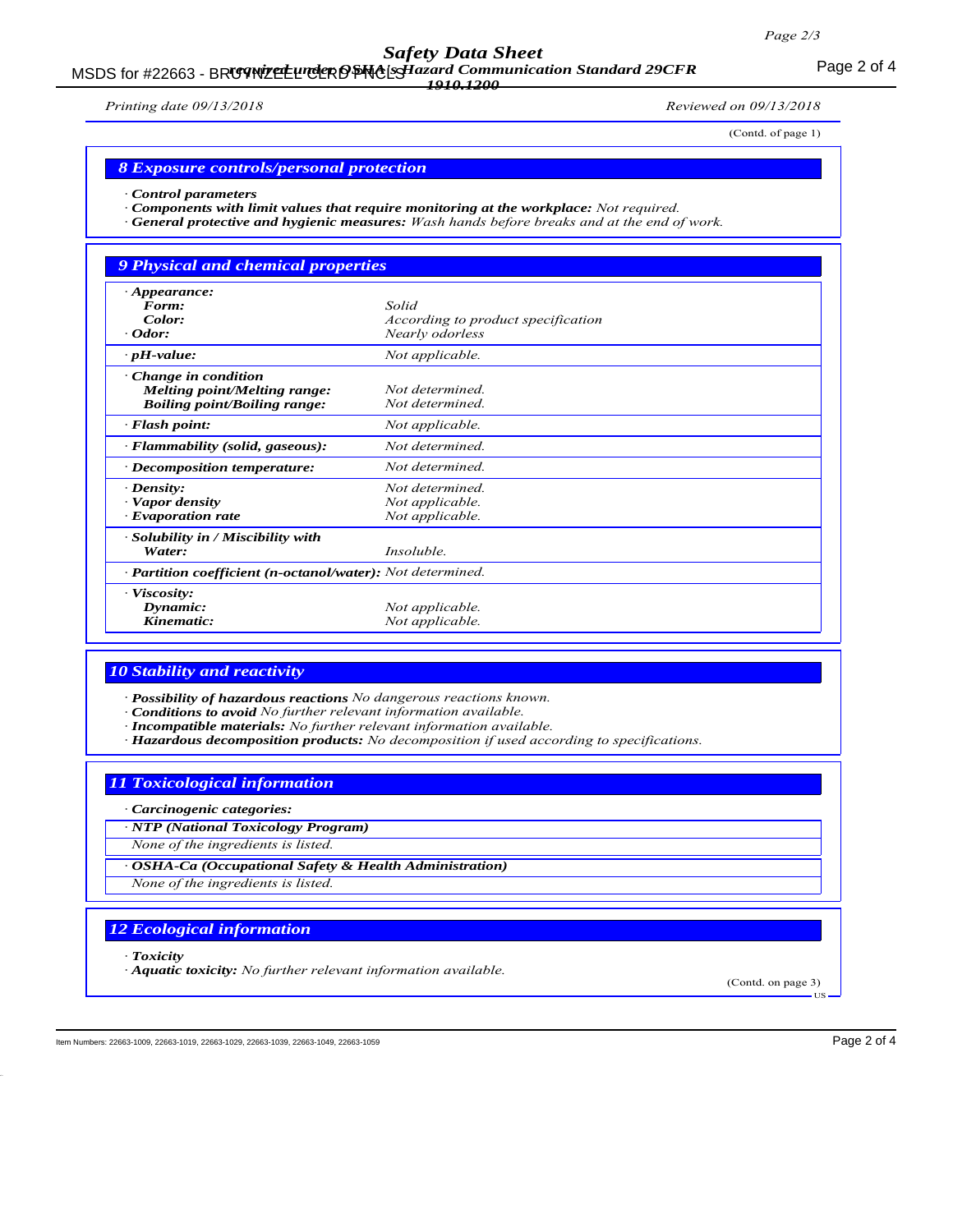(Contd. of page 1)

## 8 Exposure controls/personal protection

· **Control parameters**
· **Components with limit values that require monitoring at the workplace:** *Not required.*
· **General protective and hygienic measures:** *Wash hands before breaks and at the end of work.*

## 9 Physical and chemical properties

| | |
|---|---|
| · **Appearance:** | |
| **Form:** | *Solid* |
| **Color:** | *According to product specification* |
| · **Odor:** | *Nearly odorless* |
| · **pH-value:** | *Not applicable.* |
| · **Change in condition** | |
| **Melting point/Melting range:** | *Not determined.* |
| **Boiling point/Boiling range:** | *Not determined.* |
| · **Flash point:** | *Not applicable.* |
| · **Flammability (solid, gaseous):** | *Not determined.* |
| · **Decomposition temperature:** | *Not determined.* |
| · **Density:** | *Not determined.* |
| · **Vapor density** | *Not applicable.* |
| · **Evaporation rate** | *Not applicable.* |
| · **Solubility in / Miscibility with Water:** | *Insoluble.* |
| · **Partition coefficient (n-octanol/water):** | *Not determined.* |
| · **Viscosity:** | |
| **Dynamic:** | *Not applicable.* |
| **Kinematic:** | *Not applicable.* |

## 10 Stability and reactivity

· **Possibility of hazardous reactions** *No dangerous reactions known.*
· **Conditions to avoid** *No further relevant information available.*
· **Incompatible materials:** *No further relevant information available.*
· **Hazardous decomposition products:** *No decomposition if used according to specifications.*

## 11 Toxicological information

· **Carcinogenic categories:**

· **NTP (National Toxicology Program)**

*None of the ingredients is listed.*

· **OSHA-Ca (Occupational Safety & Health Administration)**

*None of the ingredients is listed.*

## 12 Ecological information

· **Toxicity**
· **Aquatic toxicity:** *No further relevant information available.*

(Contd. on page 3)

Item Numbers: 22663-1009, 22663-1019, 22663-1029, 22663-1039, 22663-1049, 22663-1059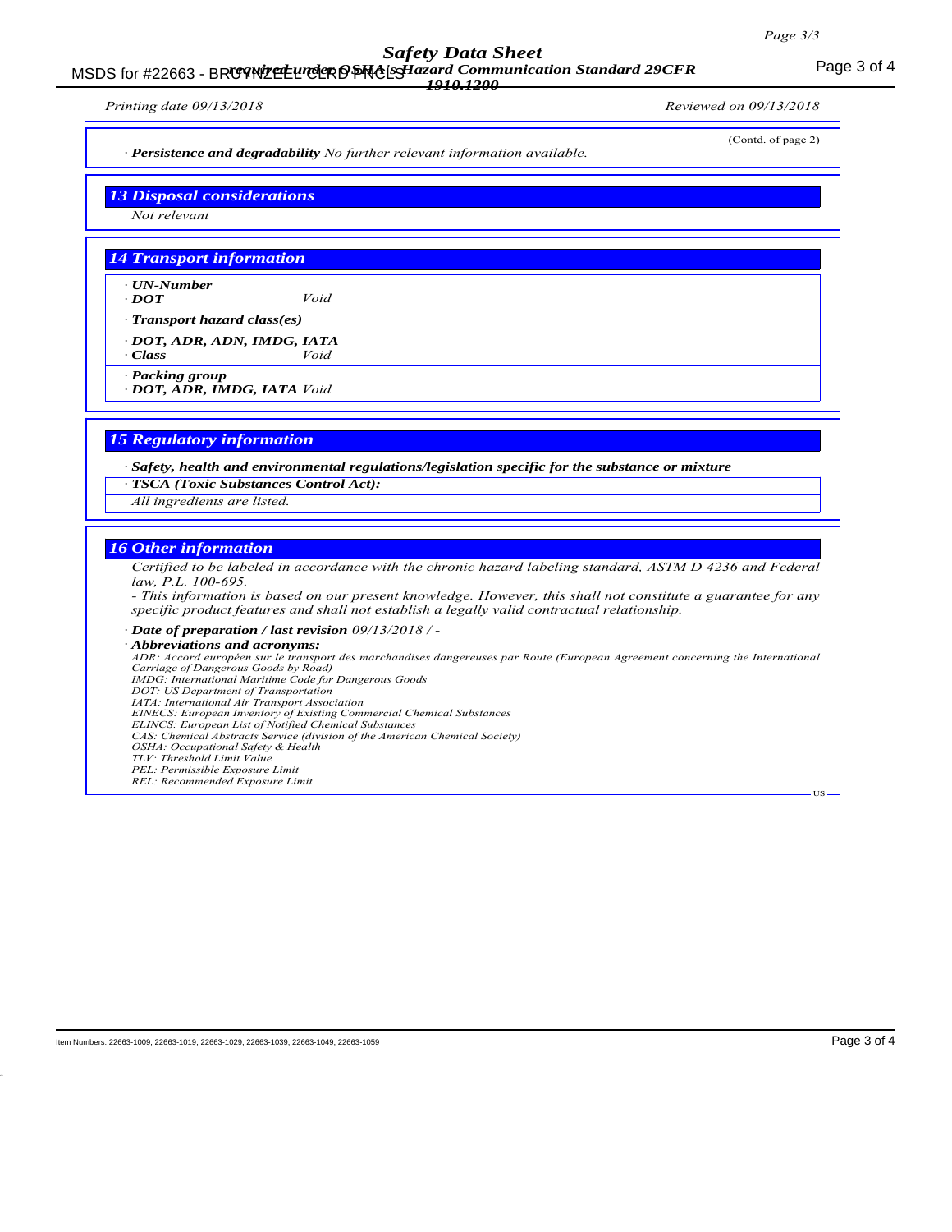(Contd. of page 2)

· **Persistence and degradability** *No further relevant information available.*

## 13 Disposal considerations

*Not relevant*

## 14 Transport information

· **UN-Number**
· **DOT** *Void*

· **Transport hazard class(es)**

· **DOT, ADR, ADN, IMDG, IATA**
· **Class** *Void*

· **Packing group**
· **DOT, ADR, IMDG, IATA** *Void*

## 15 Regulatory information

· **Safety, health and environmental regulations/legislation specific for the substance or mixture**

· **TSCA (Toxic Substances Control Act):**

*All ingredients are listed.*

## 16 Other information

*Certified to be labeled in accordance with the chronic hazard labeling standard, ASTM D 4236 and Federal law, P.L. 100-695.*

*- This information is based on our present knowledge. However, this shall not constitute a guarantee for any specific product features and shall not establish a legally valid contractual relationship.*

· **Date of preparation / last revision** *09/13/2018 / -*

· **Abbreviations and acronyms:**

*ADR: Accord européen sur le transport des marchandises dangereuses par Route (European Agreement concerning the International Carriage of Dangerous Goods by Road)*
*IMDG: International Maritime Code for Dangerous Goods*
*DOT: US Department of Transportation*
*IATA: International Air Transport Association*
*EINECS: European Inventory of Existing Commercial Chemical Substances*
*ELINCS: European List of Notified Chemical Substances*
*CAS: Chemical Abstracts Service (division of the American Chemical Society)*
*OSHA: Occupational Safety & Health*
*TLV: Threshold Limit Value*
*PEL: Permissible Exposure Limit*
*REL: Recommended Exposure Limit*

Item Numbers: 22663-1009, 22663-1019, 22663-1029, 22663-1039, 22663-1049, 22663-1059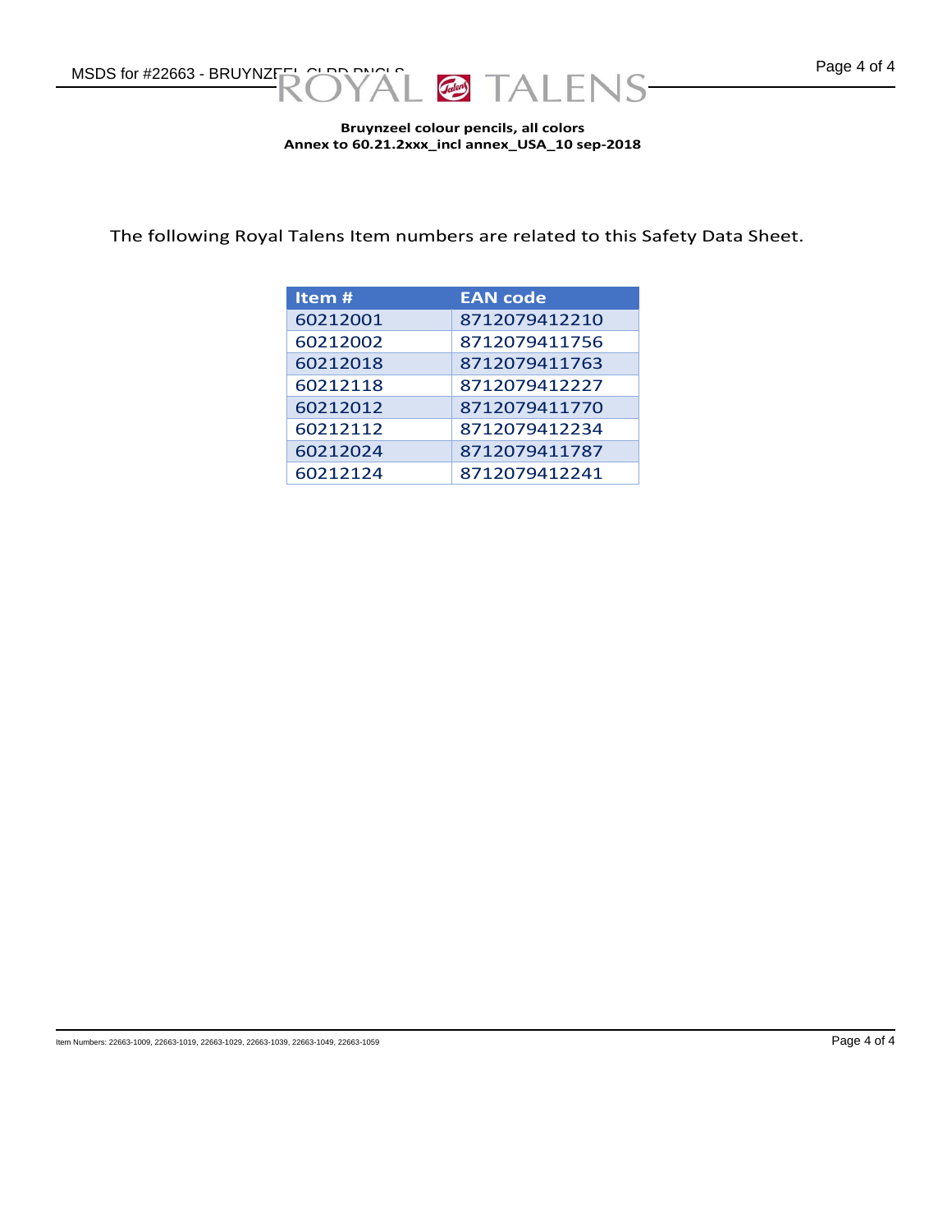**Bruynzeel colour pencils, all colors**
**Annex to 60.21.2xxx_incl annex_USA_10 sep-2018**

The following Royal Talens Item numbers are related to this Safety Data Sheet.

| Item # | EAN code |
|---|---|
| 60212001 | 8712079412210 |
| 60212002 | 8712079411756 |
| 60212018 | 8712079411763 |
| 60212118 | 8712079412227 |
| 60212012 | 8712079411770 |
| 60212112 | 8712079412234 |
| 60212024 | 8712079411787 |
| 60212124 | 8712079412241 |